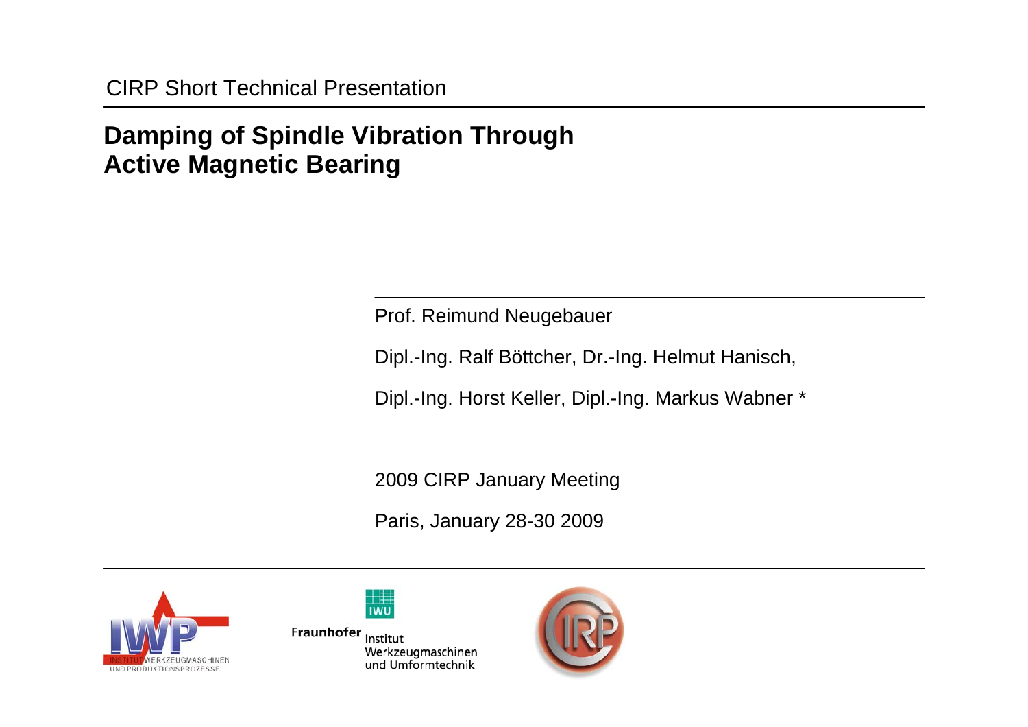CIRP Short Technical Presentation

# Damping of Spindle Vibration Through Active Magnetic Bearing

Prof. Reimund Neugebauer

Dipl.-Ing. Ralf Böttcher, Dr.-Ing. Helmut Hanisch,

Dipl.-Ing. Horst Keller, Dipl.-Ing. Markus Wabner *

2009 CIRP January Meeting

Paris, January 28-30 2009

IWP INSTITUT WERKZEUGMASCHINEN UND PRODUKTIONSPROZESSE

IWU Fraunhofer Institut Werkzeugmaschinen und Umformtechnik

CIRP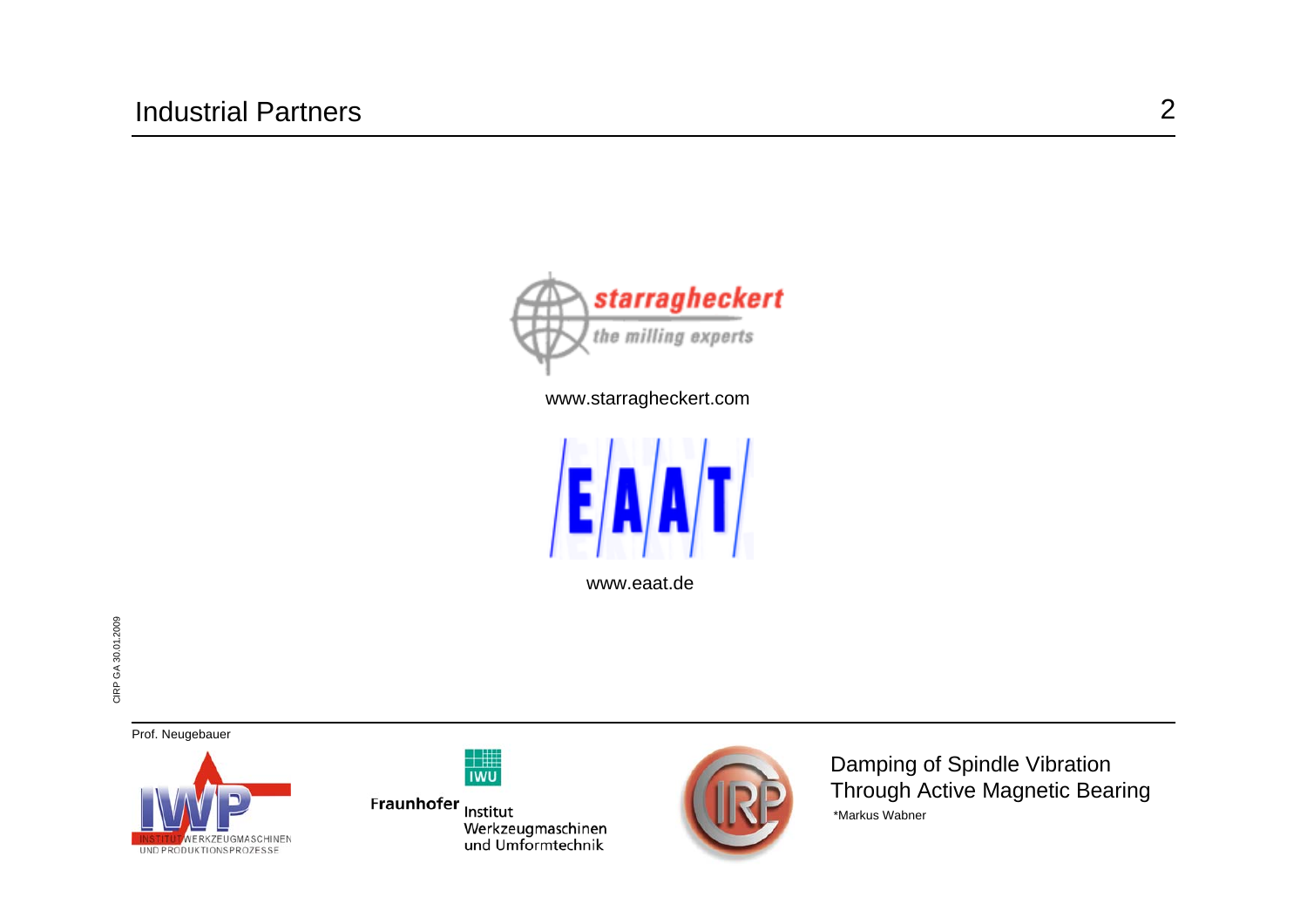# Industrial Partners

starragheckert
*the milling experts*

www.starragheckert.com

EAAT

www.eaat.de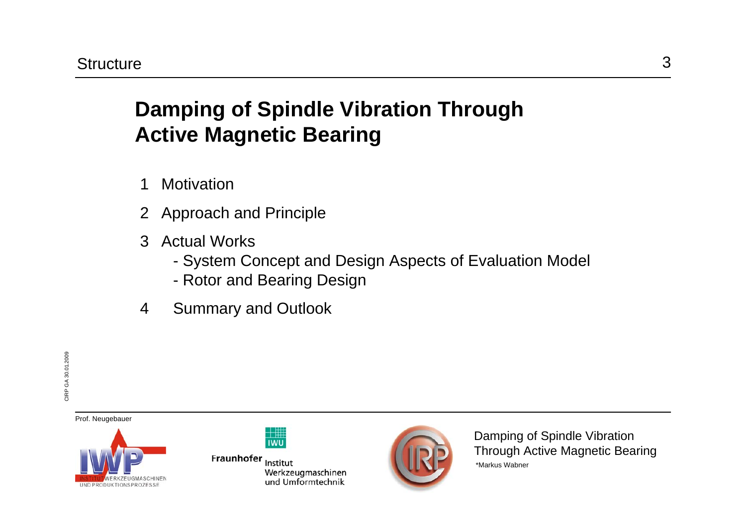# Damping of Spindle Vibration Through Active Magnetic Bearing

1 Motivation

2 Approach and Principle

3 Actual Works
   - System Concept and Design Aspects of Evaluation Model
   - Rotor and Bearing Design

4 Summary and Outlook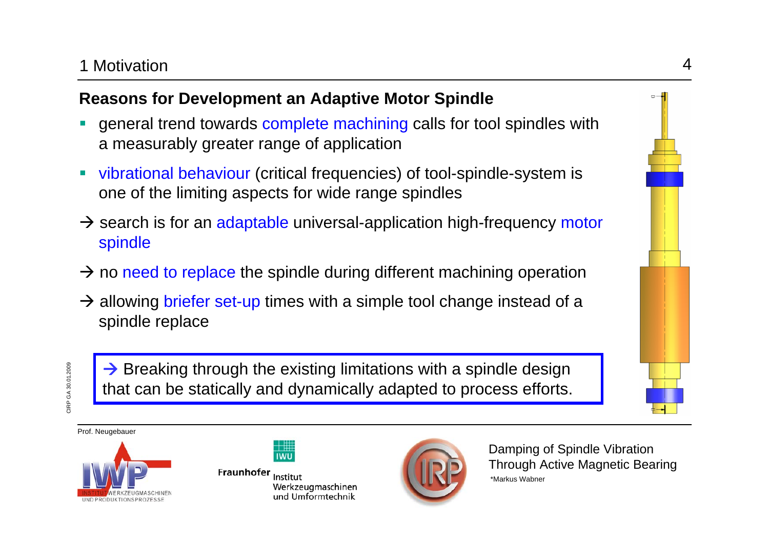## 1 Motivation

### Reasons for Development an Adaptive Motor Spindle

- general trend towards complete machining calls for tool spindles with a measurably greater range of application
- vibrational behaviour (critical frequencies) of tool-spindle-system is one of the limiting aspects for wide range spindles

→ search is for an adaptable universal-application high-frequency motor spindle

→ no need to replace the spindle during different machining operation

→ allowing briefer set-up times with a simple tool change instead of a spindle replace

> → Breaking through the existing limitations with a spindle design that can be statically and dynamically adapted to process efforts.

Prof. Neugebauer

Damping of Spindle Vibration Through Active Magnetic Bearing

*Markus Wabner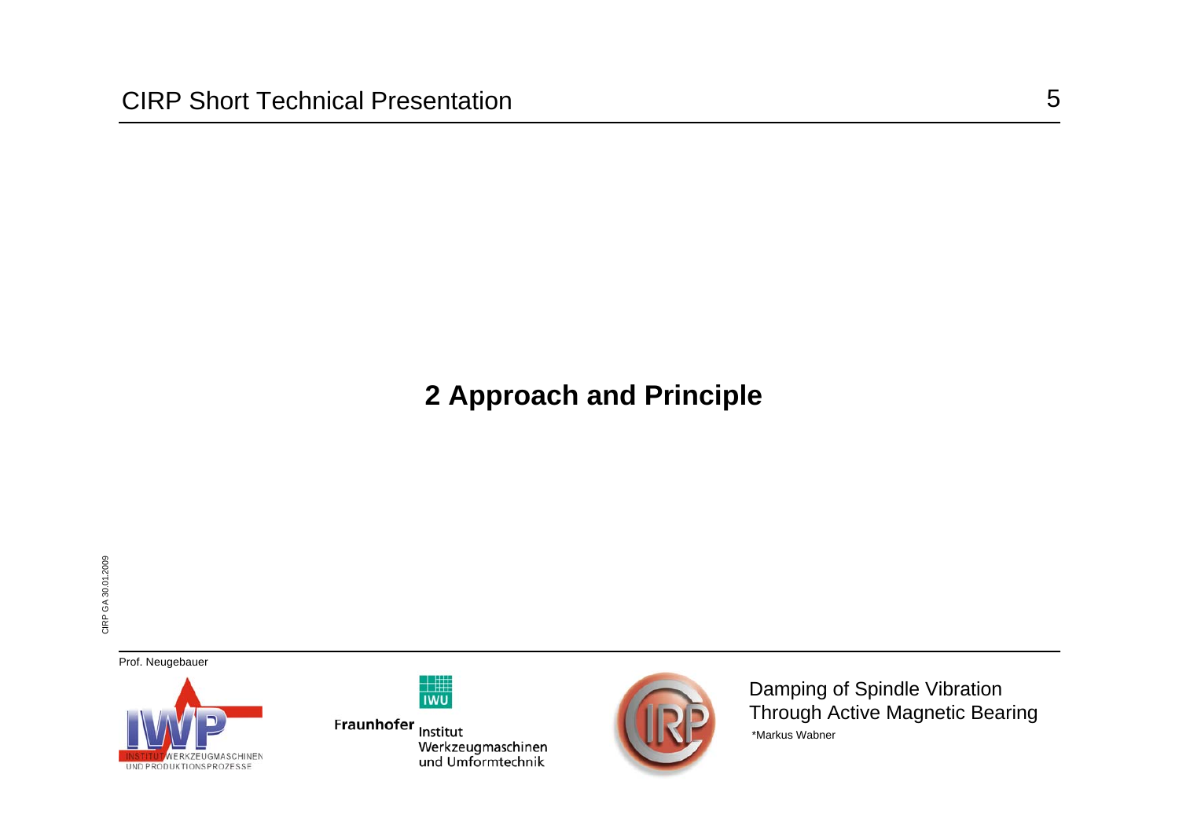## 2 Approach and Principle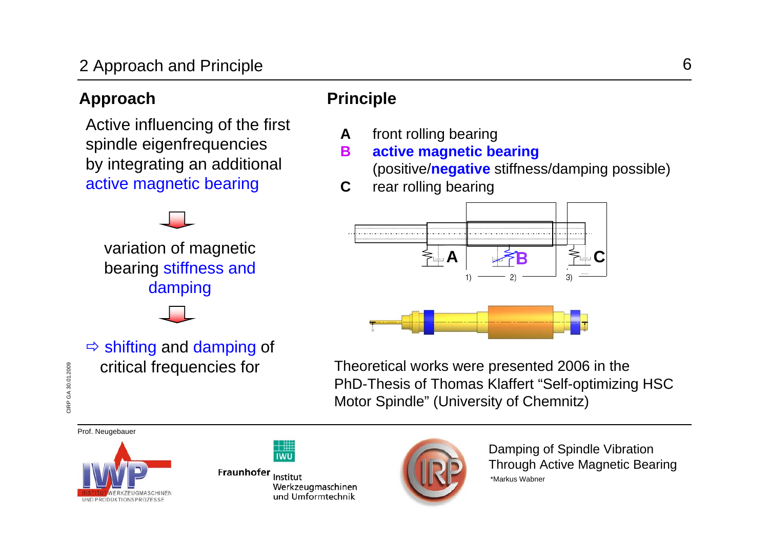## 2 Approach and Principle

### Approach

Active influencing of the first spindle eigenfrequencies by integrating an additional active magnetic bearing

variation of magnetic bearing stiffness and damping

⇨ shifting and damping of critical frequencies for

### Principle

- **A** front rolling bearing
- **B** **active magnetic bearing** (positive/**negative** stiffness/damping possible)
- **C** rear rolling bearing

Theoretical works were presented 2006 in the PhD-Thesis of Thomas Klaffert “Self-optimizing HSC Motor Spindle” (University of Chemnitz)

Prof. Neugebauer

Damping of Spindle Vibration Through Active Magnetic Bearing

*Markus Wabner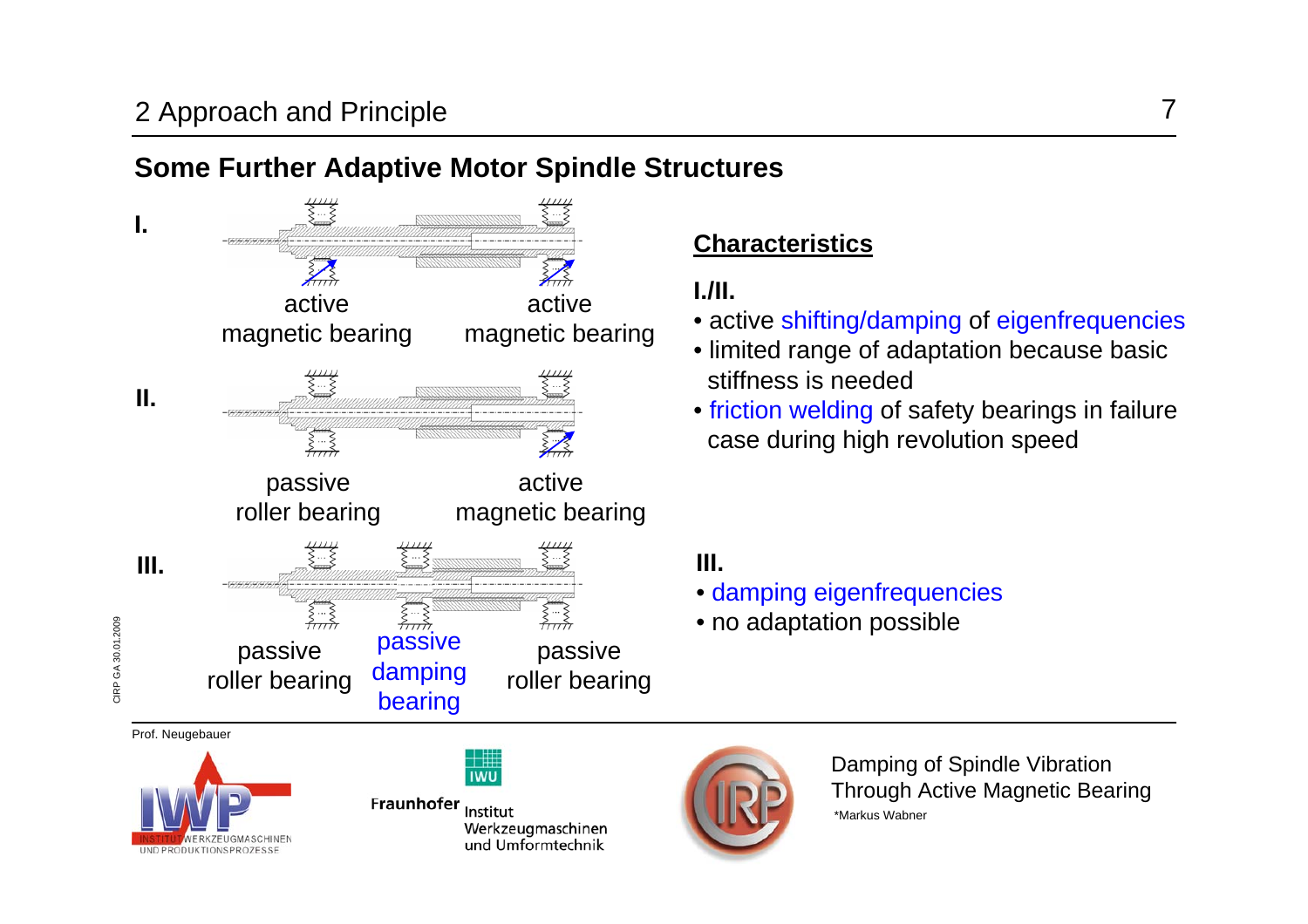## 2 Approach and Principle

### Some Further Adaptive Motor Spindle Structures

**I.**

active magnetic bearing — active magnetic bearing

**II.**

passive roller bearing — active magnetic bearing

**III.**

passive roller bearing — passive damping bearing — passive roller bearing

**Characteristics**

**I./II.**

- active shifting/damping of eigenfrequencies
- limited range of adaptation because basic stiffness is needed
- friction welding of safety bearings in failure case during high revolution speed

**III.**

- damping eigenfrequencies
- no adaptation possible

Prof. Neugebauer

Damping of Spindle Vibration Through Active Magnetic Bearing

*Markus Wabner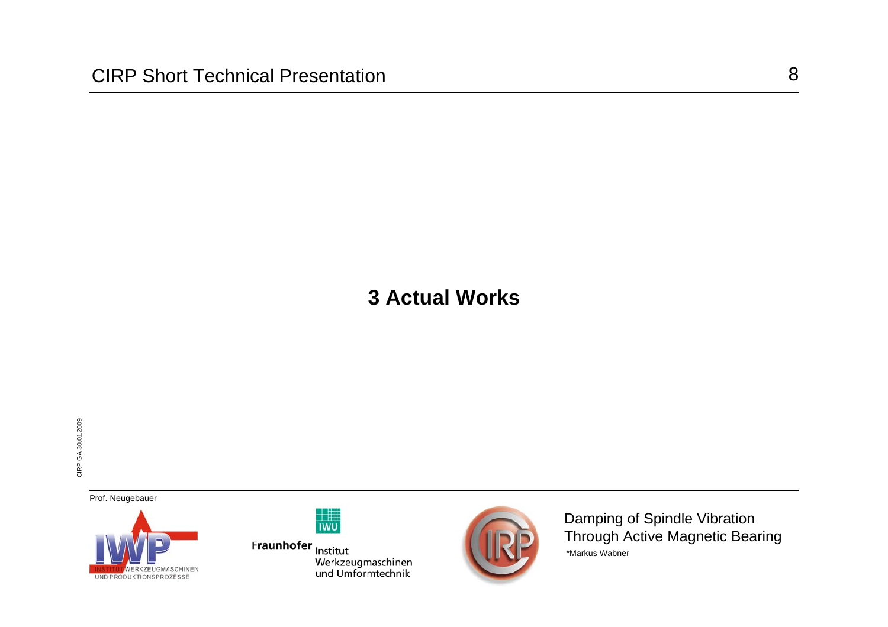# 3 Actual Works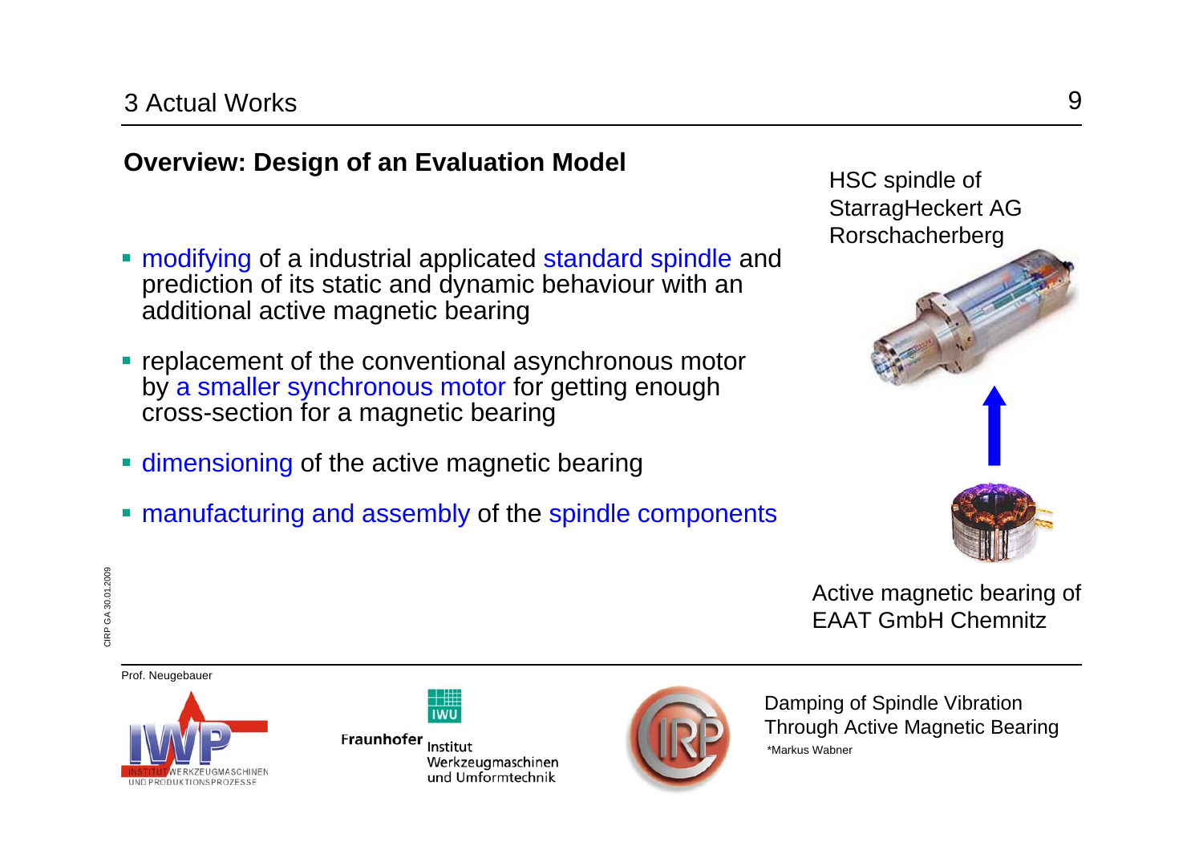## 3 Actual Works

### Overview: Design of an Evaluation Model

- modifying of a industrial applicated standard spindle and prediction of its static and dynamic behaviour with an additional active magnetic bearing
- replacement of the conventional asynchronous motor by a smaller synchronous motor for getting enough cross-section for a magnetic bearing
- dimensioning of the active magnetic bearing
- manufacturing and assembly of the spindle components

HSC spindle of StarragHeckert AG Rorschacherberg

Active magnetic bearing of EAAT GmbH Chemnitz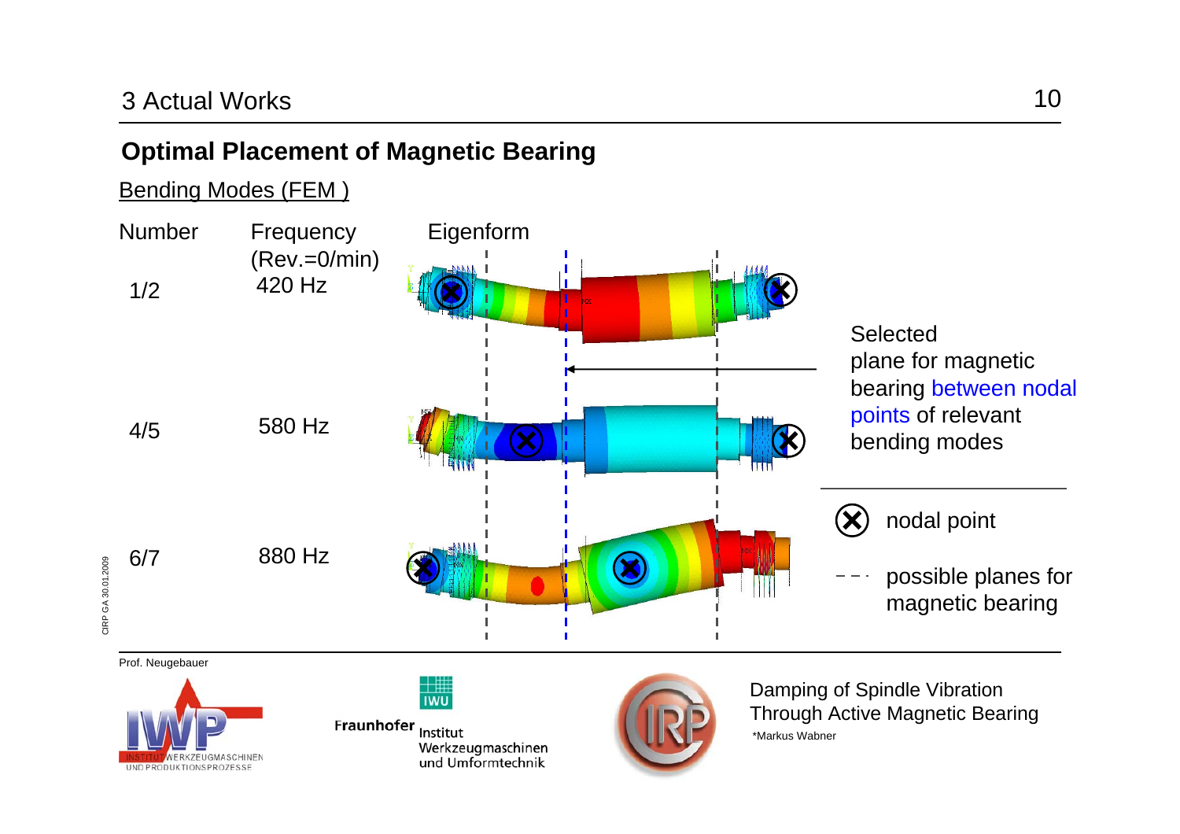# 3 Actual Works

## Optimal Placement of Magnetic Bearing

Bending Modes (FEM )

| Number | Frequency (Rev.=0/min) | Eigenform |
|---|---|---|
| 1/2 | 420 Hz | |
| 4/5 | 580 Hz | |
| 6/7 | 880 Hz | |

Selected plane for magnetic bearing between nodal points of relevant bending modes

⊗ nodal point

- - - possible planes for magnetic bearing

Prof. Neugebauer

Damping of Spindle Vibration Through Active Magnetic Bearing

*Markus Wabner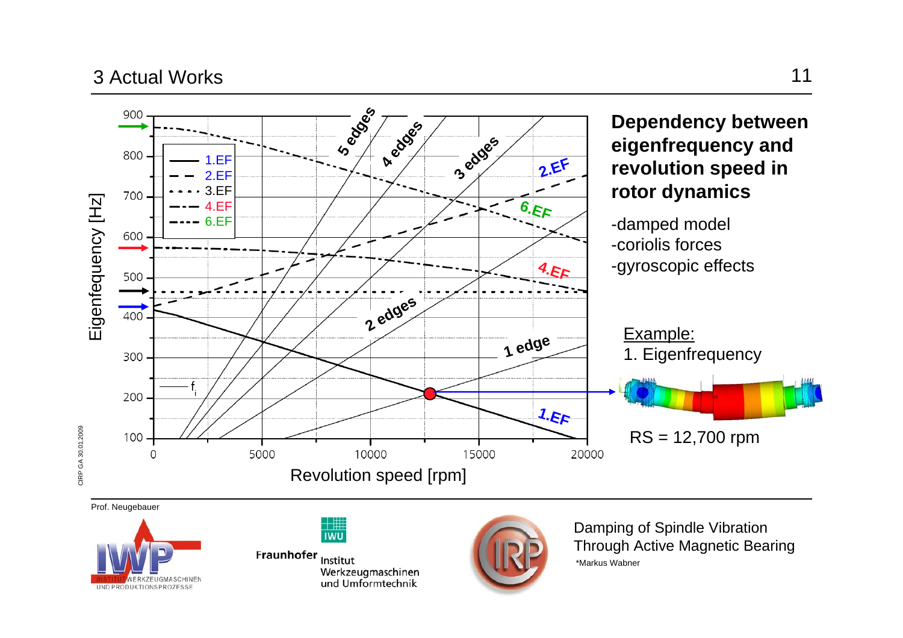## 3 Actual Works

### Dependency between eigenfrequency and revolution speed in rotor dynamics

- damped model
- coriolis forces
- gyroscopic effects

Example:
1. Eigenfrequency

RS = 12,700 rpm

Prof. Neugebauer

Damping of Spindle Vibration Through Active Magnetic Bearing

*Markus Wabner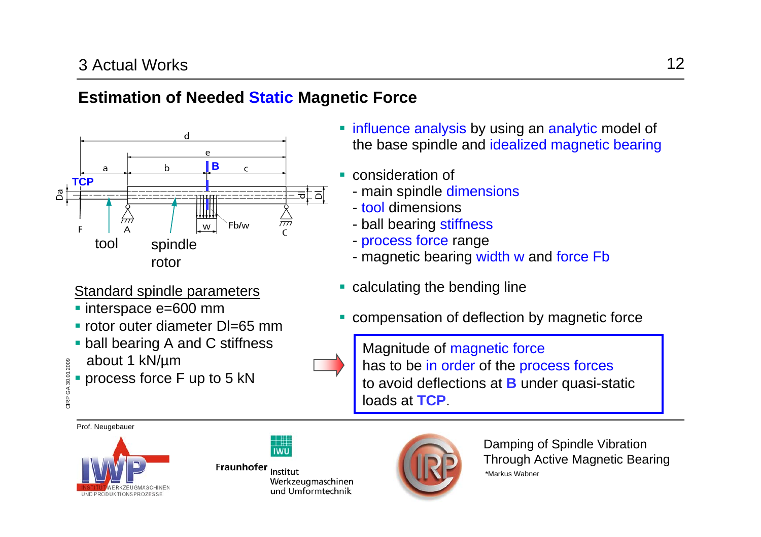## Estimation of Needed Static Magnetic Force

d

e

a b B c

TCP

Da d Dl

F A w Fb/w C

tool spindle rotor

Standard spindle parameters

- interspace e=600 mm
- rotor outer diameter Dl=65 mm
- ball bearing A and C stiffness about 1 kN/µm
- process force F up to 5 kN

- influence analysis by using an analytic model of the base spindle and idealized magnetic bearing
- consideration of
  - main spindle dimensions
  - tool dimensions
  - ball bearing stiffness
  - process force range
  - magnetic bearing width w and force Fb
- calculating the bending line
- compensation of deflection by magnetic force

Magnitude of magnetic force has to be in order of the process forces to avoid deflections at **B** under quasi-static loads at **TCP**.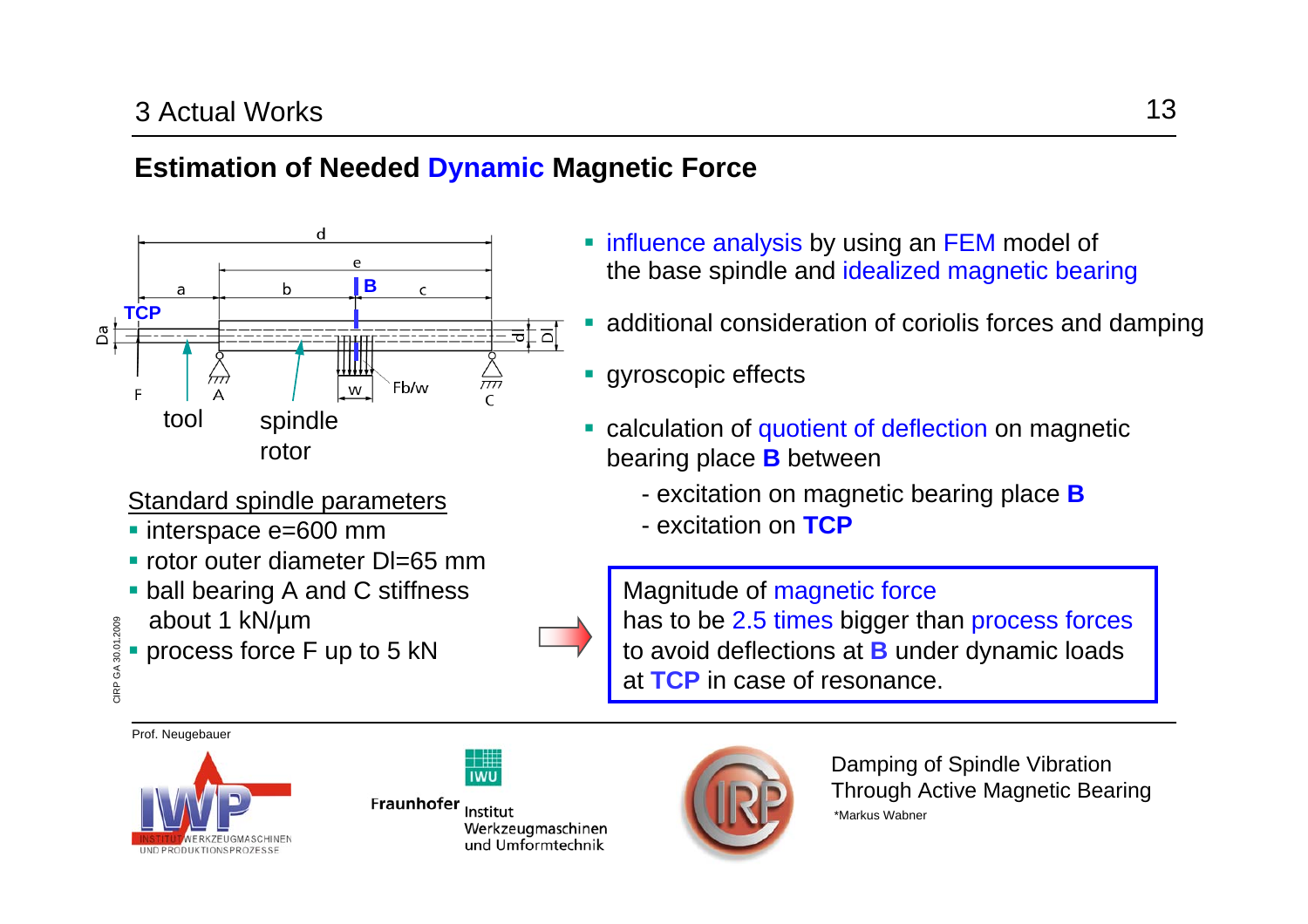## 3 Actual Works

### Estimation of Needed Dynamic Magnetic Force

tool

spindle rotor

Standard spindle parameters

- interspace e=600 mm
- rotor outer diameter Dl=65 mm
- ball bearing A and C stiffness about 1 kN/µm
- process force F up to 5 kN

- influence analysis by using an FEM model of the base spindle and idealized magnetic bearing
- additional consideration of coriolis forces and damping
- gyroscopic effects
- calculation of quotient of deflection on magnetic bearing place **B** between
  - excitation on magnetic bearing place **B**
  - excitation on **TCP**

Magnitude of magnetic force has to be 2.5 times bigger than process forces to avoid deflections at **B** under dynamic loads at **TCP** in case of resonance.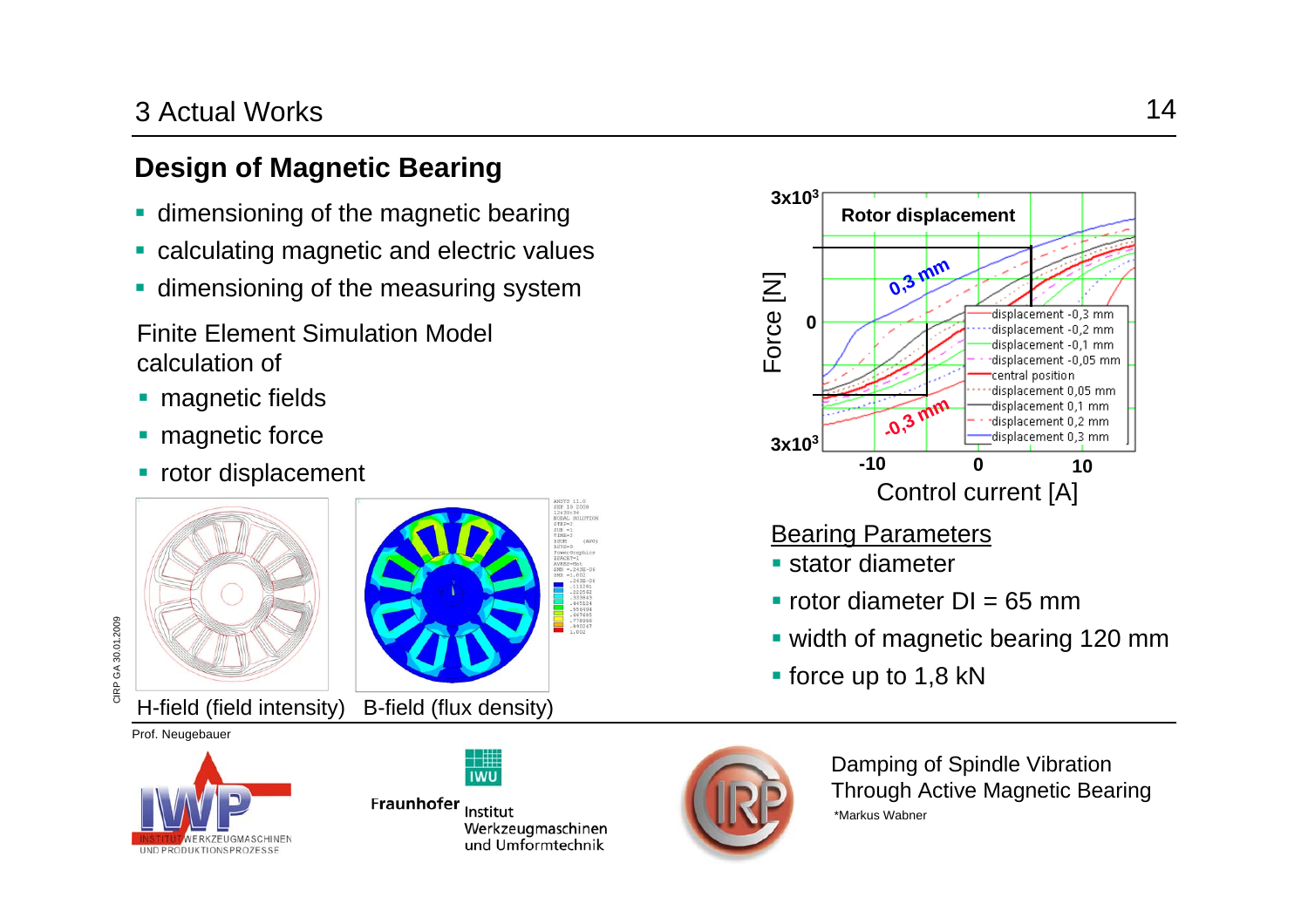# 3 Actual Works

## Design of Magnetic Bearing

- dimensioning of the magnetic bearing
- calculating magnetic and electric values
- dimensioning of the measuring system

Finite Element Simulation Model calculation of

- magnetic fields
- magnetic force
- rotor displacement

H-field (field intensity) B-field (flux density)

Rotor displacement

Force [N]

Control current [A]

- displacement -0,3 mm
- displacement -0,2 mm
- displacement -0,1 mm
- displacement -0,05 mm
- central position
- displacement 0,05 mm
- displacement 0,1 mm
- displacement 0,2 mm
- displacement 0,3 mm

### Bearing Parameters

- stator diameter
- rotor diameter DI = 65 mm
- width of magnetic bearing 120 mm
- force up to 1,8 kN

Prof. Neugebauer

Damping of Spindle Vibration Through Active Magnetic Bearing

*Markus Wabner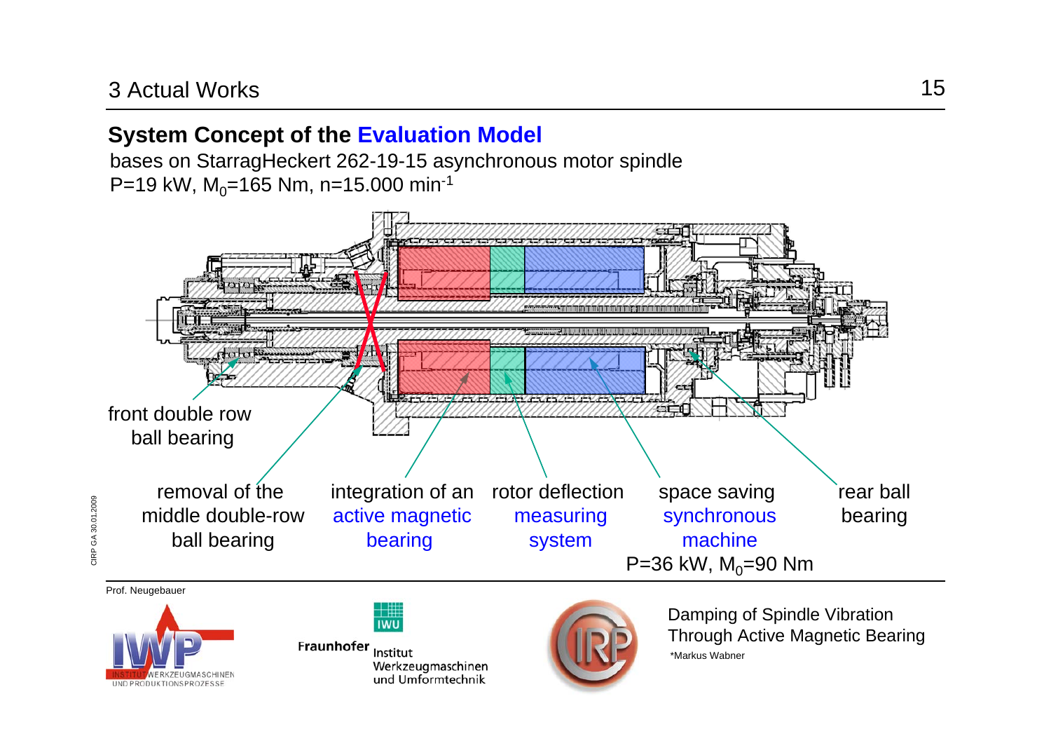## 3 Actual Works

### System Concept of the **Evaluation Model**

bases on StarragHeckert 262-19-15 asynchronous motor spindle

P=19 kW, $M_0$=165 Nm, n=15.000 $min^{-1}$

front double row ball bearing

removal of the middle double-row ball bearing

integration of an active magnetic bearing

rotor deflection measuring system

space saving synchronous machine

P=36 kW, $M_0$=90 Nm

rear ball bearing

Prof. Neugebauer

Damping of Spindle Vibration Through Active Magnetic Bearing

*Markus Wabner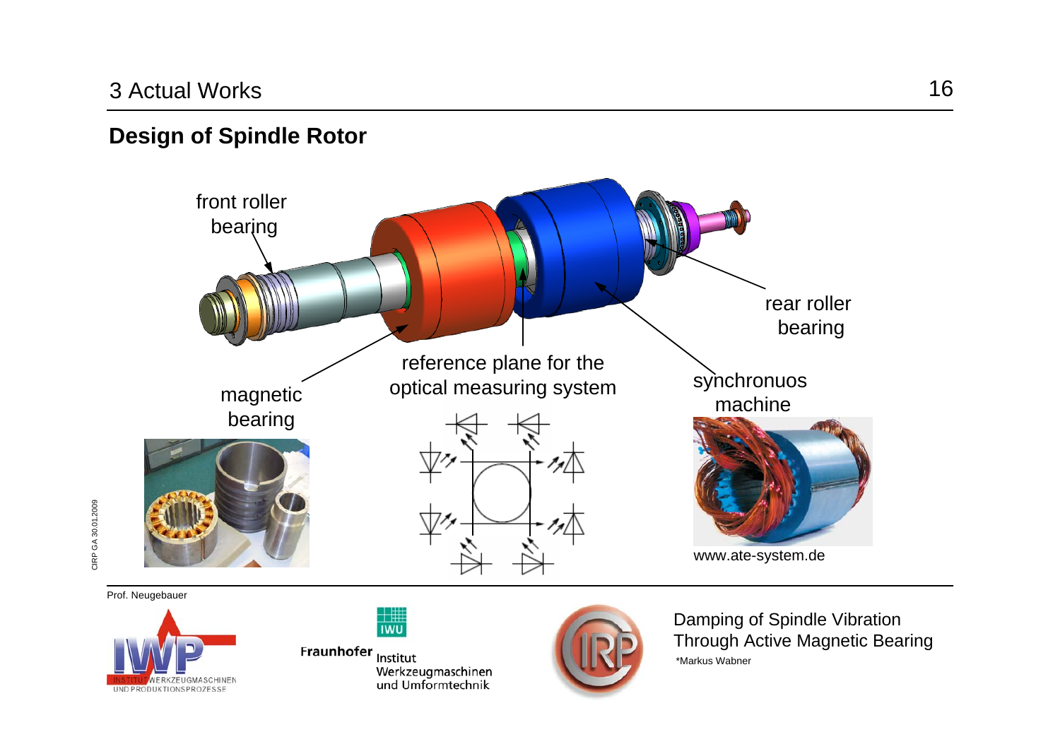## 3 Actual Works

### Design of Spindle Rotor

front roller bearing

rear roller bearing

magnetic bearing

reference plane for the optical measuring system

synchronuos machine

www.ate-system.de

Prof. Neugebauer

Damping of Spindle Vibration Through Active Magnetic Bearing

*Markus Wabner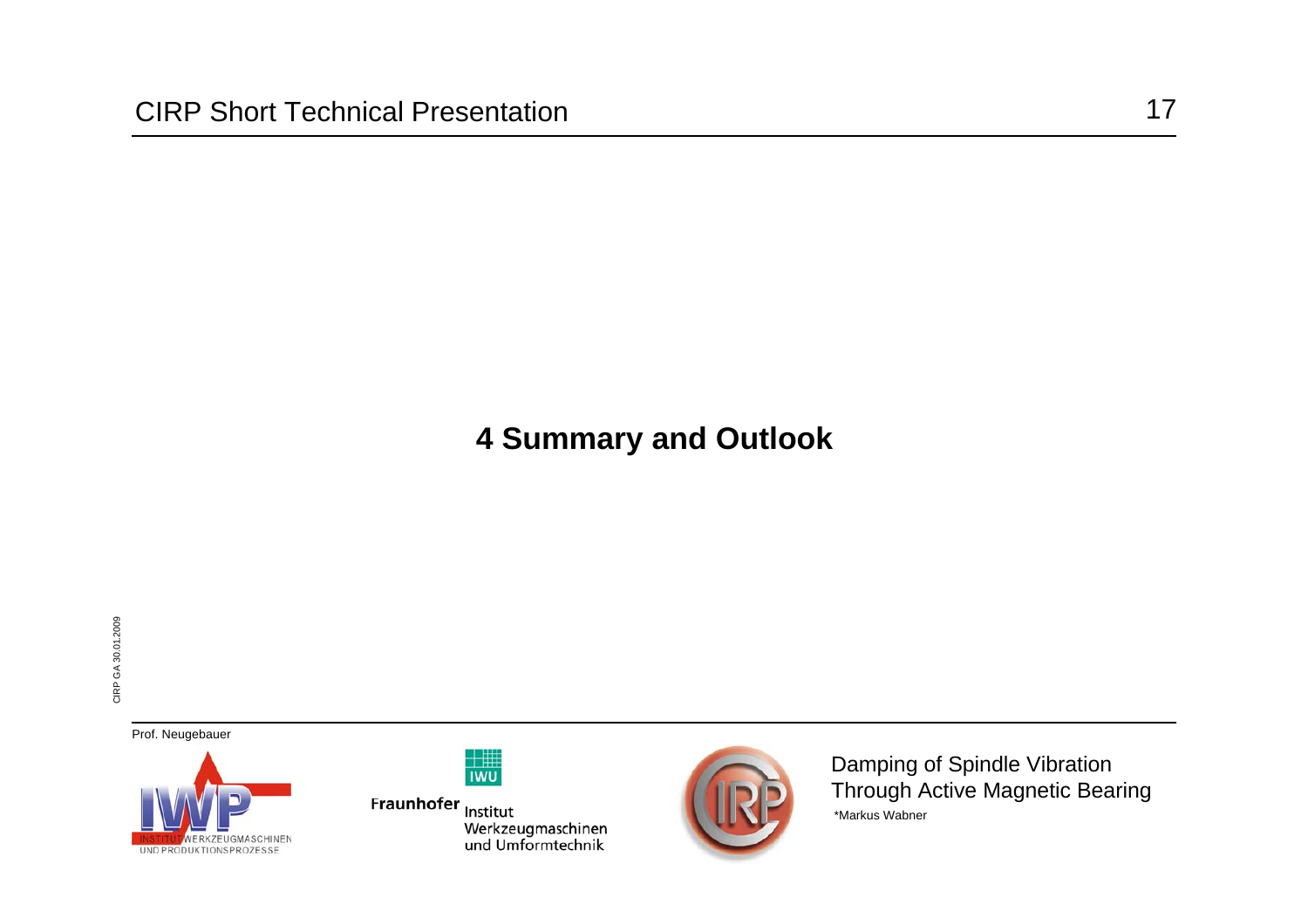# 4 Summary and Outlook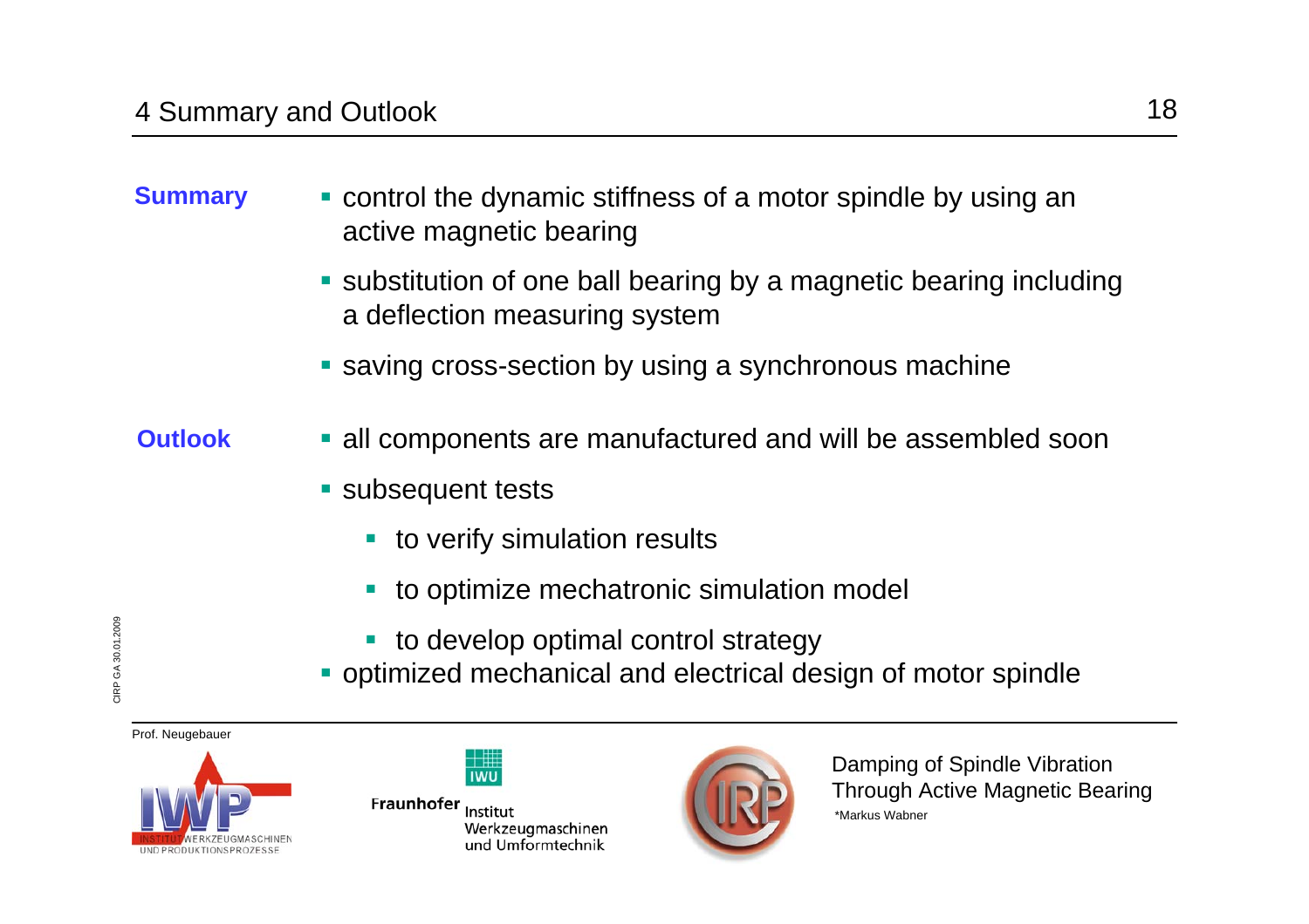# 4 Summary and Outlook

**Summary**

- control the dynamic stiffness of a motor spindle by using an active magnetic bearing
- substitution of one ball bearing by a magnetic bearing including a deflection measuring system
- saving cross-section by using a synchronous machine

**Outlook**

- all components are manufactured and will be assembled soon
- subsequent tests
  - to verify simulation results
  - to optimize mechatronic simulation model
  - to develop optimal control strategy
- optimized mechanical and electrical design of motor spindle